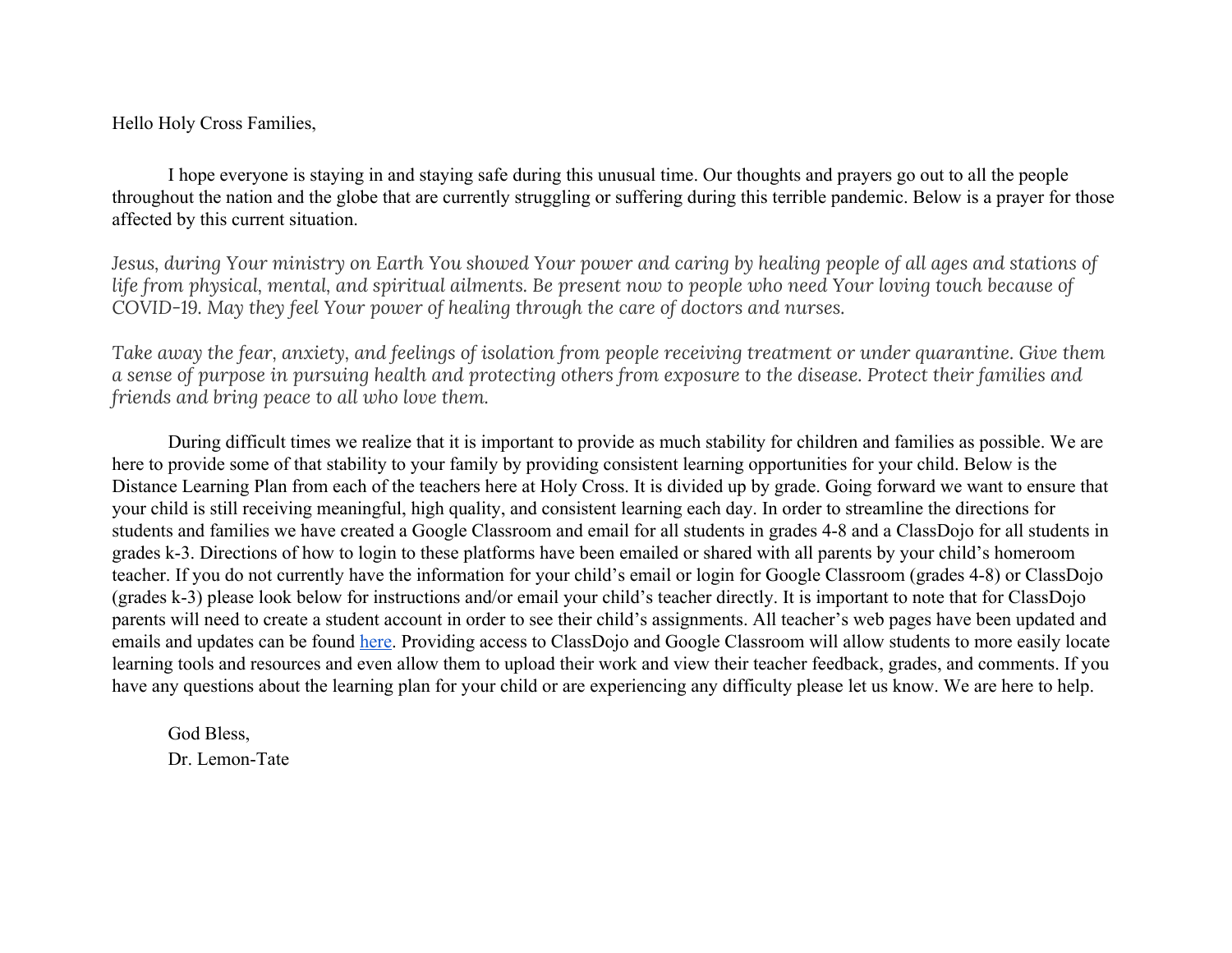Hello Holy Cross Families,

I hope everyone is staying in and staying safe during this unusual time. Our thoughts and prayers go out to all the people throughout the nation and the globe that are currently struggling or suffering during this terrible pandemic. Below is a prayer for those affected by this current situation.

*Jesus, during Your ministry on Earth You showed Your power and caring by healing people of all ages and stations of life from physical, mental, and spiritual ailments. Be present now to people who need Your loving touch because of COVID-19. May they feel Your power of healing through the care of doctors and nurses.*

*Take away the fear, anxiety, and feelings of isolation from people receiving treatment or under quarantine. Give them a sense of purpose in pursuing health and protecting others from exposure to the disease. Protect their families and friends and bring peace to all who love them.*

During difficult times we realize that it is important to provide as much stability for children and families as possible. We are here to provide some of that stability to your family by providing consistent learning opportunities for your child. Below is the Distance Learning Plan from each of the teachers here at Holy Cross. It is divided up by grade. Going forward we want to ensure that your child is still receiving meaningful, high quality, and consistent learning each day. In order to streamline the directions for students and families we have created a Google Classroom and email for all students in grades 4-8 and a ClassDojo for all students in grades k-3. Directions of how to login to these platforms have been emailed or shared with all parents by your child's homeroom teacher. If you do not currently have the information for your child's email or login for Google Classroom (grades 4-8) or ClassDojo (grades k-3) please look below for instructions and/or email your child's teacher directly. It is important to note that for ClassDojo parents will need to create a student account in order to see their child's assignments. All teacher's web pages have been updated and emails and updates can be found here. Providing access to ClassDojo and Google Classroom will allow students to more easily locate learning tools and resources and even allow them to upload their work and view their teacher feedback, grades, and comments. If you have any questions about the learning plan for your child or are experiencing any difficulty please let us know. We are here to help.

God Bless,
Dr. Lemon-Tate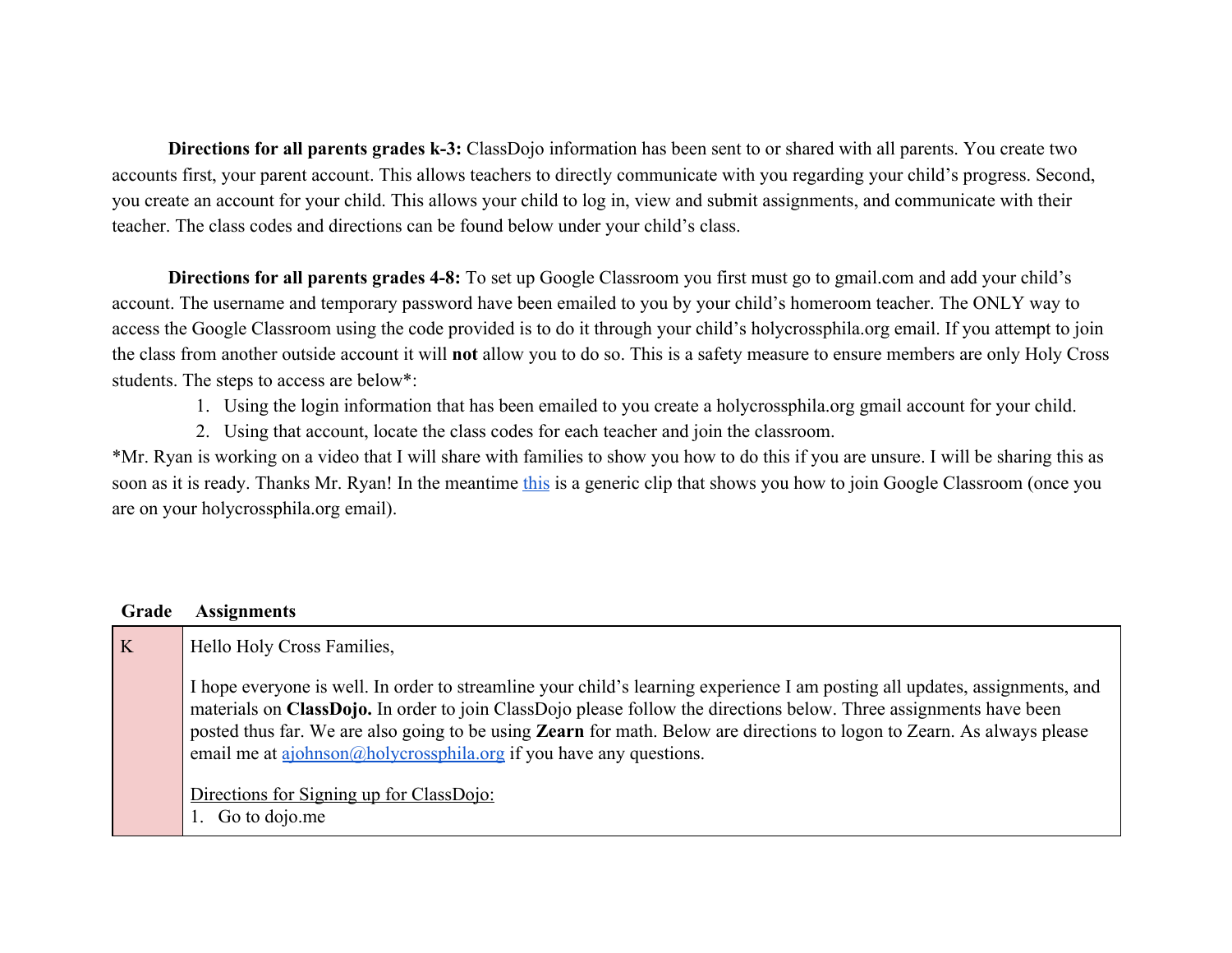**Directions for all parents grades k-3:** ClassDojo information has been sent to or shared with all parents. You create two accounts first, your parent account. This allows teachers to directly communicate with you regarding your child's progress. Second, you create an account for your child. This allows your child to log in, view and submit assignments, and communicate with their teacher. The class codes and directions can be found below under your child's class.

**Directions for all parents grades 4-8:** To set up Google Classroom you first must go to gmail.com and add your child's account. The username and temporary password have been emailed to you by your child's homeroom teacher. The ONLY way to access the Google Classroom using the code provided is to do it through your child's holycrossphila.org email. If you attempt to join the class from another outside account it will **not** allow you to do so. This is a safety measure to ensure members are only Holy Cross students. The steps to access are below*:

1. Using the login information that has been emailed to you create a holycrossphila.org gmail account for your child.
2. Using that account, locate the class codes for each teacher and join the classroom.

*Mr. Ryan is working on a video that I will share with families to show you how to do this if you are unsure. I will be sharing this as soon as it is ready. Thanks Mr. Ryan! In the meantime this is a generic clip that shows you how to join Google Classroom (once you are on your holycrossphila.org email).

| Grade | Assignments |
|---|---|
| K | Hello Holy Cross Families,<br><br>I hope everyone is well. In order to streamline your child's learning experience I am posting all updates, assignments, and materials on **ClassDojo.** In order to join ClassDojo please follow the directions below. Three assignments have been posted thus far. We are also going to be using **Zearn** for math. Below are directions to logon to Zearn. As always please email me at ajohnson@holycrossphila.org if you have any questions.<br><br>Directions for Signing up for ClassDojo:<br>1. Go to dojo.me |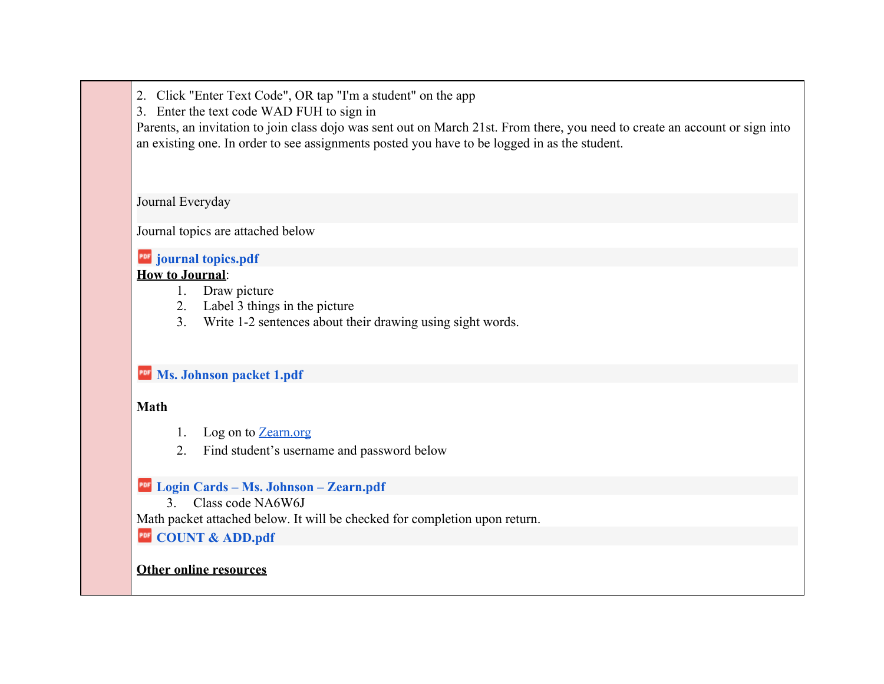2. Click "Enter Text Code", OR tap "I'm a student" on the app
3. Enter the text code WAD FUH to sign in

Parents, an invitation to join class dojo was sent out on March 21st. From there, you need to create an account or sign into an existing one. In order to see assignments posted you have to be logged in as the student.

Journal Everyday

Journal topics are attached below

**journal topics.pdf**

**How to Journal**:

1. Draw picture
2. Label 3 things in the picture
3. Write 1-2 sentences about their drawing using sight words.

**Ms. Johnson packet 1.pdf**

**Math**

1. Log on to Zearn.org
2. Find student's username and password below

**Login Cards – Ms. Johnson – Zearn.pdf**

3. Class code NA6W6J

Math packet attached below. It will be checked for completion upon return.

**COUNT & ADD.pdf**

**Other online resources**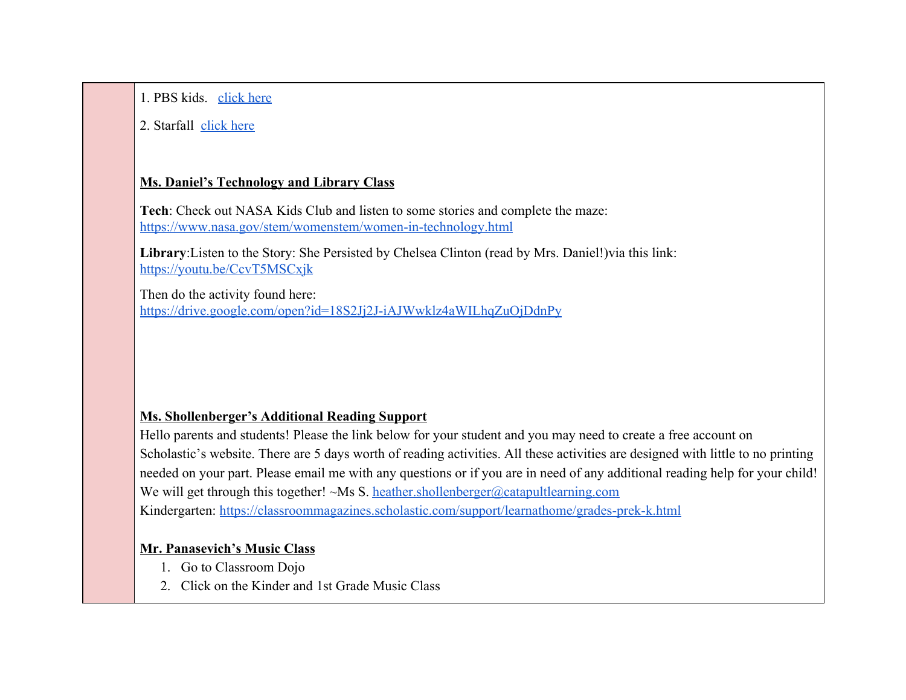1. PBS kids. click here

2. Starfall click here

**Ms. Daniel's Technology and Library Class**

**Tech**: Check out NASA Kids Club and listen to some stories and complete the maze: https://www.nasa.gov/stem/womenstem/women-in-technology.html

**Library**:Listen to the Story: She Persisted by Chelsea Clinton (read by Mrs. Daniel!)via this link: https://youtu.be/CcvT5MSCxjk

Then do the activity found here: https://drive.google.com/open?id=18S2Jj2J-iAJWwklz4aWILhqZuOjDdnPy

**Ms. Shollenberger's Additional Reading Support**

Hello parents and students! Please the link below for your student and you may need to create a free account on Scholastic's website. There are 5 days worth of reading activities. All these activities are designed with little to no printing needed on your part. Please email me with any questions or if you are in need of any additional reading help for your child! We will get through this together! ~Ms S. heather.shollenberger@catapultlearning.com

Kindergarten: https://classroommagazines.scholastic.com/support/learnathome/grades-prek-k.html

**Mr. Panasevich's Music Class**

1. Go to Classroom Dojo
2. Click on the Kinder and 1st Grade Music Class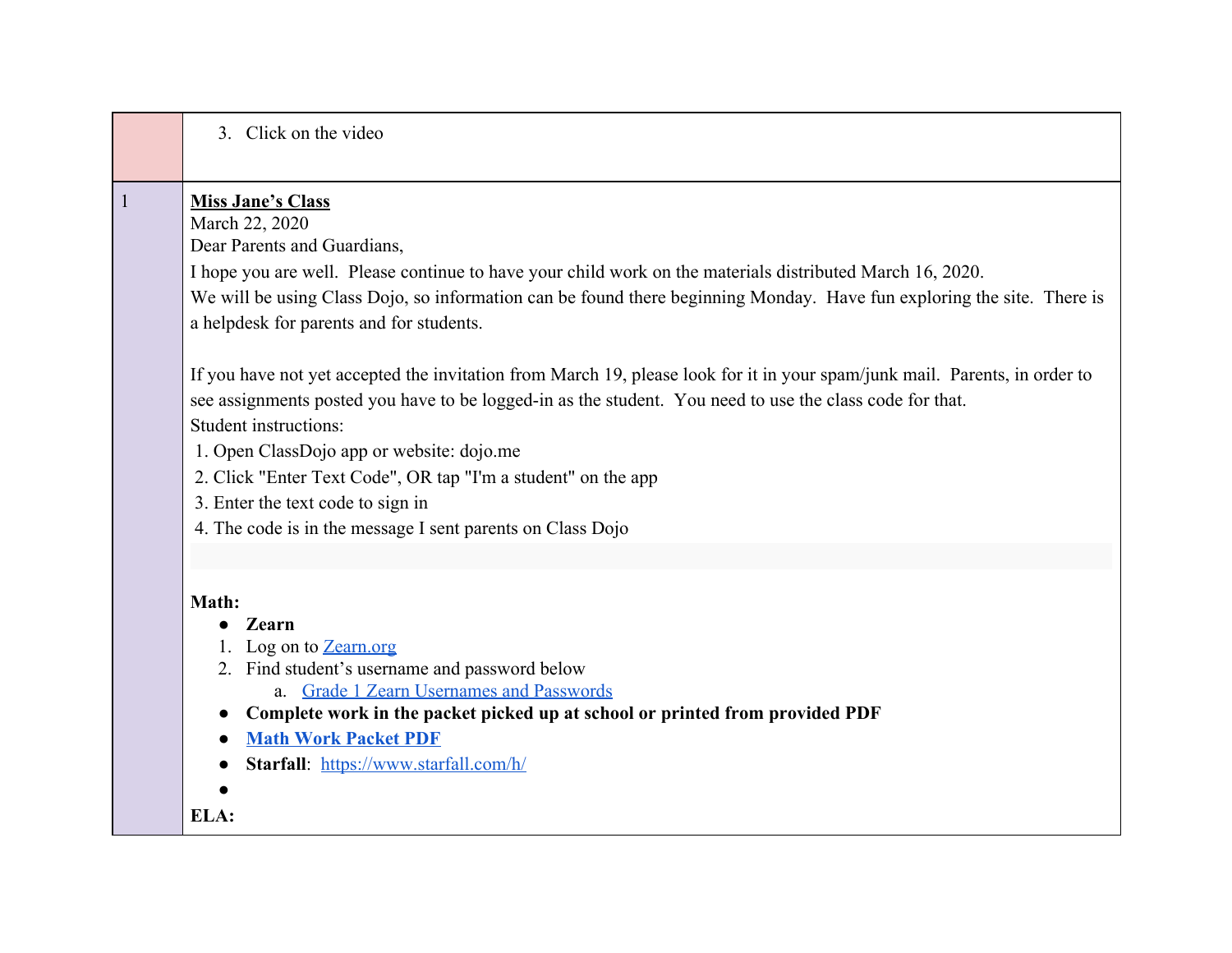| | |
|---|---|
| | 3. Click on the video |
| 1 | **Miss Jane's Class**<br>March 22, 2020<br>Dear Parents and Guardians,<br>I hope you are well. Please continue to have your child work on the materials distributed March 16, 2020.<br>We will be using Class Dojo, so information can be found there beginning Monday. Have fun exploring the site. There is a helpdesk for parents and for students.<br><br>If you have not yet accepted the invitation from March 19, please look for it in your spam/junk mail. Parents, in order to see assignments posted you have to be logged-in as the student. You need to use the class code for that.<br>Student instructions:<br>1. Open ClassDojo app or website: dojo.me<br>2. Click "Enter Text Code", OR tap "I'm a student" on the app<br>3. Enter the text code to sign in<br>4. The code is in the message I sent parents on Class Dojo<br><br>**Math:**<br>• **Zearn**<br>1. Log on to Zearn.org<br>2. Find student's username and password below<br>a. Grade 1 Zearn Usernames and Passwords<br>• **Complete work in the packet picked up at school or printed from provided PDF**<br>• **Math Work Packet PDF**<br>• **Starfall**: https://www.starfall.com/h/<br>•<br>**ELA:** |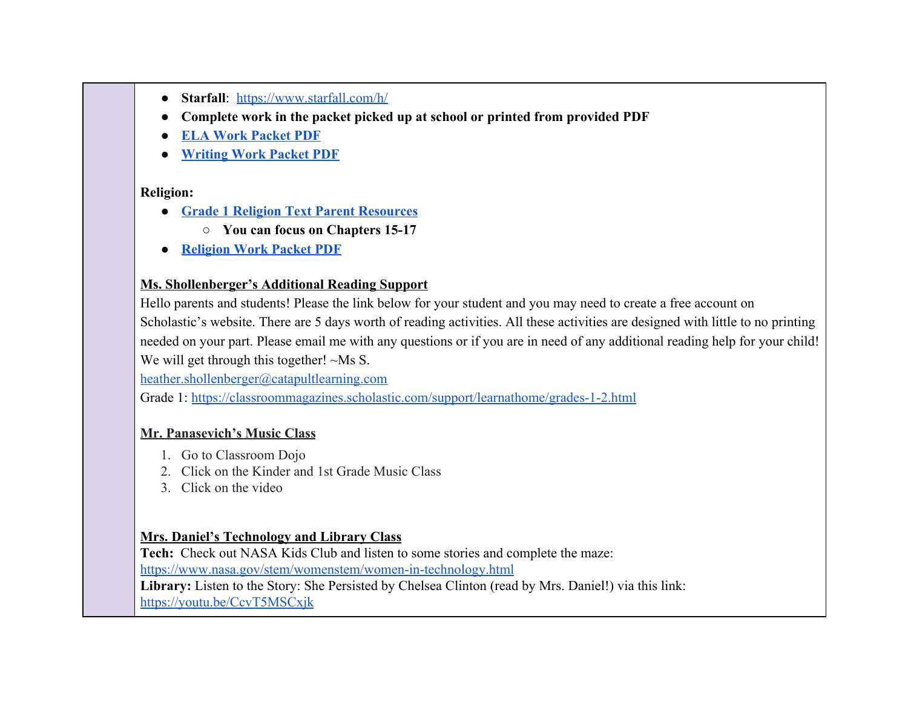- **Starfall**: https://www.starfall.com/h/
- **Complete work in the packet picked up at school or printed from provided PDF**
- **ELA Work Packet PDF**
- **Writing Work Packet PDF**

**Religion:**

- **Grade 1 Religion Text Parent Resources**
  - **You can focus on Chapters 15-17**
- **Religion Work Packet PDF**

**Ms. Shollenberger's Additional Reading Support**

Hello parents and students! Please the link below for your student and you may need to create a free account on Scholastic's website. There are 5 days worth of reading activities. All these activities are designed with little to no printing needed on your part. Please email me with any questions or if you are in need of any additional reading help for your child! We will get through this together! ~Ms S.

heather.shollenberger@catapultlearning.com

Grade 1: https://classroommagazines.scholastic.com/support/learnathome/grades-1-2.html

**Mr. Panasevich's Music Class**

1. Go to Classroom Dojo
2. Click on the Kinder and 1st Grade Music Class
3. Click on the video

**Mrs. Daniel's Technology and Library Class**

**Tech:** Check out NASA Kids Club and listen to some stories and complete the maze:
https://www.nasa.gov/stem/womenstem/women-in-technology.html

**Library:** Listen to the Story: She Persisted by Chelsea Clinton (read by Mrs. Daniel!) via this link:
https://youtu.be/CcvT5MSCxjk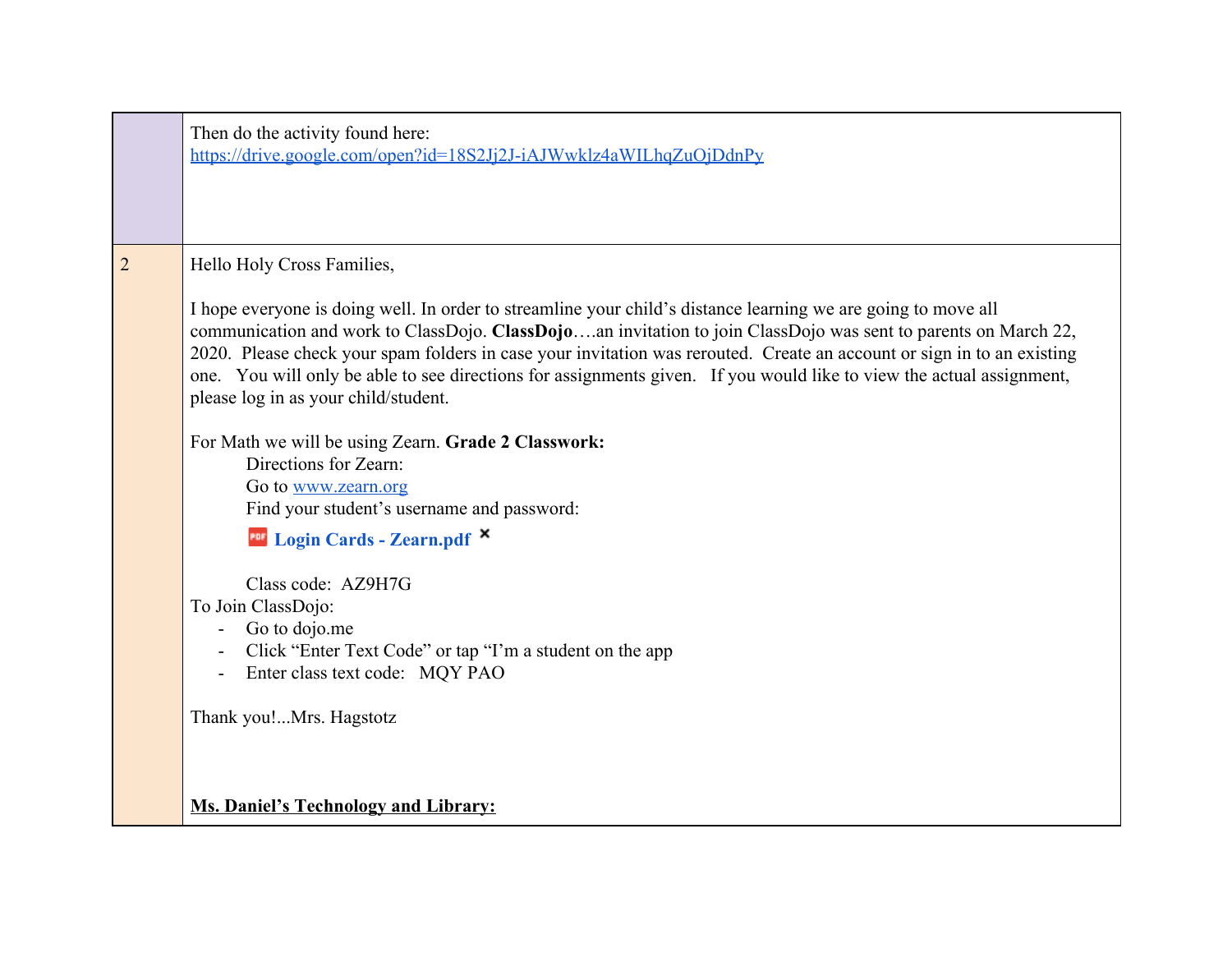|  |  |
|---|---|
|  | Then do the activity found here:<br>https://drive.google.com/open?id=18S2Jj2J-iAJWwklz4aWILhqZuOjDdnPy |
| 2 | Hello Holy Cross Families,<br><br>I hope everyone is doing well. In order to streamline your child's distance learning we are going to move all communication and work to ClassDojo. **ClassDojo**….an invitation to join ClassDojo was sent to parents on March 22, 2020. Please check your spam folders in case your invitation was rerouted. Create an account or sign in to an existing one. You will only be able to see directions for assignments given. If you would like to view the actual assignment, please log in as your child/student.<br><br>For Math we will be using Zearn. **Grade 2 Classwork:**<br>Directions for Zearn:<br>Go to www.zearn.org<br>Find your student's username and password:<br>**Login Cards - Zearn.pdf**<br><br>Class code: AZ9H7G<br>To Join ClassDojo:<br>- Go to dojo.me<br>- Click "Enter Text Code" or tap "I'm a student on the app<br>- Enter class text code: MQY PAO<br><br>Thank you!...Mrs. Hagstotz<br><br>**Ms. Daniel's Technology and Library:** |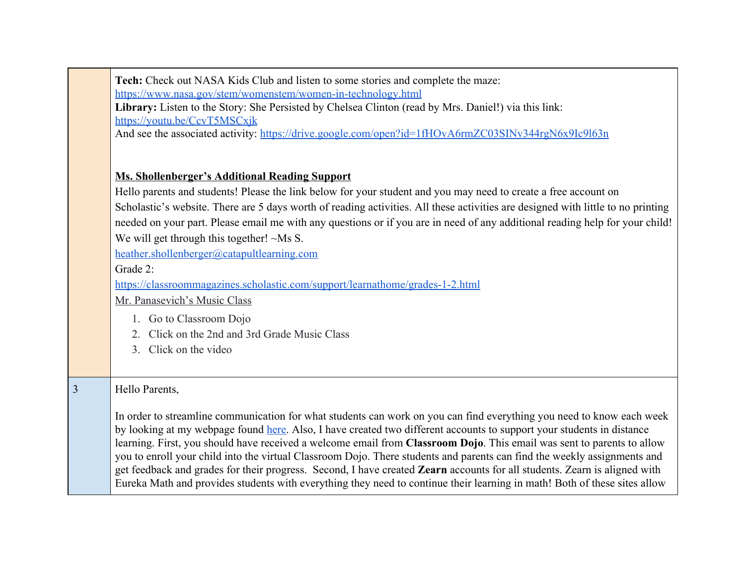| | |
|---|---|
| | **Tech:** Check out NASA Kids Club and listen to some stories and complete the maze: https://www.nasa.gov/stem/womenstem/women-in-technology.html<br>**Library:** Listen to the Story: She Persisted by Chelsea Clinton (read by Mrs. Daniel!) via this link: https://youtu.be/CcvT5MSCxjk<br>And see the associated activity: https://drive.google.com/open?id=1fHOvA6rmZC03SINv344rgN6x9Ic9l63n<br><br>**Ms. Shollenberger's Additional Reading Support**<br>Hello parents and students! Please the link below for your student and you may need to create a free account on Scholastic's website. There are 5 days worth of reading activities. All these activities are designed with little to no printing needed on your part. Please email me with any questions or if you are in need of any additional reading help for your child! We will get through this together! ~Ms S.<br>heather.shollenberger@catapultlearning.com<br>Grade 2:<br>https://classroommagazines.scholastic.com/support/learnathome/grades-1-2.html<br>Mr. Panasevich's Music Class<br>1. Go to Classroom Dojo<br>2. Click on the 2nd and 3rd Grade Music Class<br>3. Click on the video |
| 3 | Hello Parents,<br><br>In order to streamline communication for what students can work on you can find everything you need to know each week by looking at my webpage found here. Also, I have created two different accounts to support your students in distance learning. First, you should have received a welcome email from **Classroom Dojo**. This email was sent to parents to allow you to enroll your child into the virtual Classroom Dojo. There students and parents can find the weekly assignments and get feedback and grades for their progress. Second, I have created **Zearn** accounts for all students. Zearn is aligned with Eureka Math and provides students with everything they need to continue their learning in math! Both of these sites allow |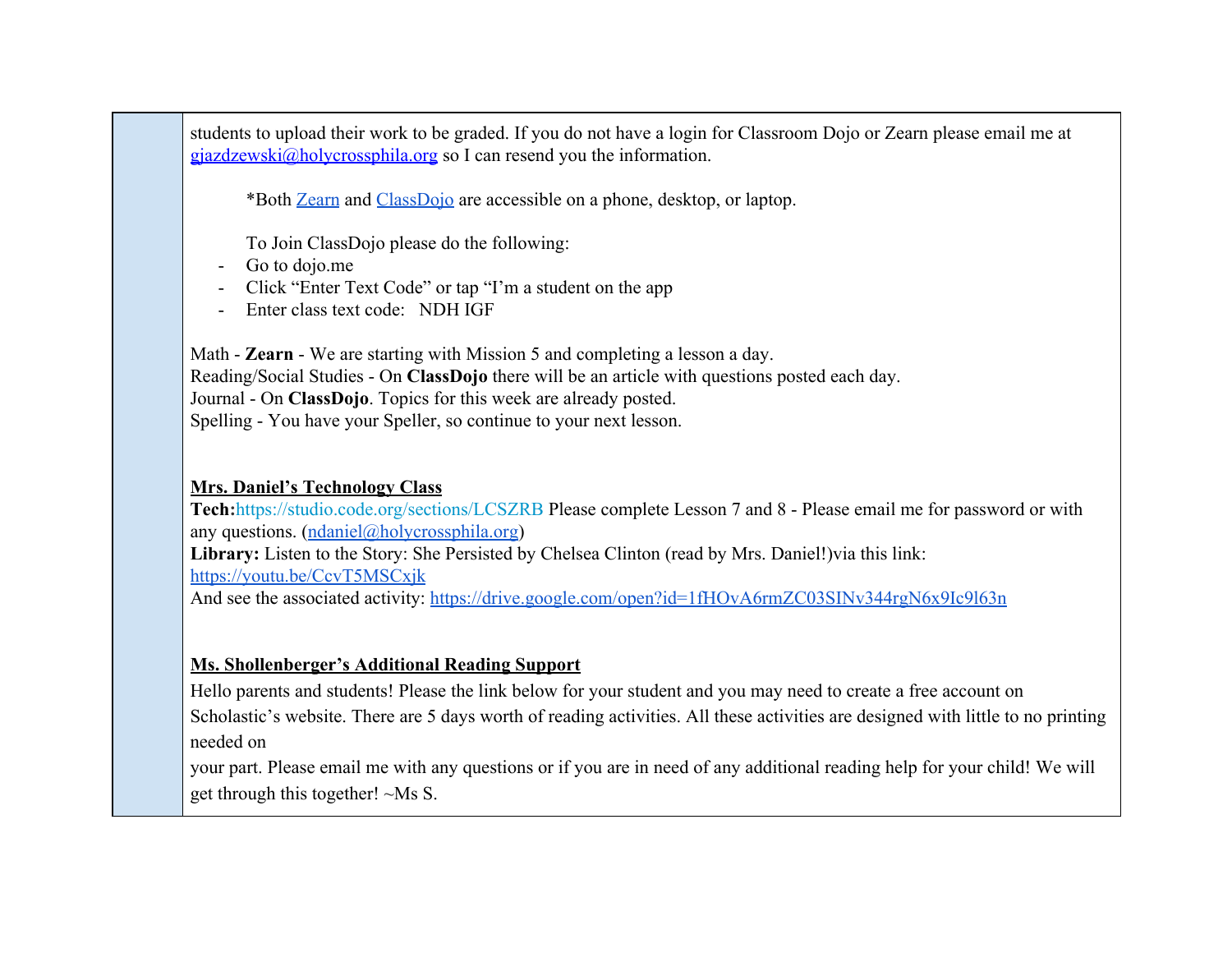students to upload their work to be graded. If you do not have a login for Classroom Dojo or Zearn please email me at gjazdzewski@holycrossphila.org so I can resend you the information.

*Both Zearn and ClassDojo are accessible on a phone, desktop, or laptop.

To Join ClassDojo please do the following:

- Go to dojo.me
- Click “Enter Text Code” or tap “I’m a student on the app
- Enter class text code: NDH IGF

Math - **Zearn** - We are starting with Mission 5 and completing a lesson a day.
Reading/Social Studies - On **ClassDojo** there will be an article with questions posted each day.
Journal - On **ClassDojo**. Topics for this week are already posted.
Spelling - You have your Speller, so continue to your next lesson.

**Mrs. Daniel’s Technology Class**

**Tech:**https://studio.code.org/sections/LCSZRB Please complete Lesson 7 and 8 - Please email me for password or with any questions. (ndaniel@holycrossphila.org)
**Library:** Listen to the Story: She Persisted by Chelsea Clinton (read by Mrs. Daniel!)via this link: https://youtu.be/CcvT5MSCxjk
And see the associated activity: https://drive.google.com/open?id=1fHOvA6rmZC03SINv344rgN6x9Ic9l63n

**Ms. Shollenberger’s Additional Reading Support**

Hello parents and students! Please the link below for your student and you may need to create a free account on Scholastic’s website. There are 5 days worth of reading activities. All these activities are designed with little to no printing needed on
your part. Please email me with any questions or if you are in need of any additional reading help for your child! We will get through this together! ~Ms S.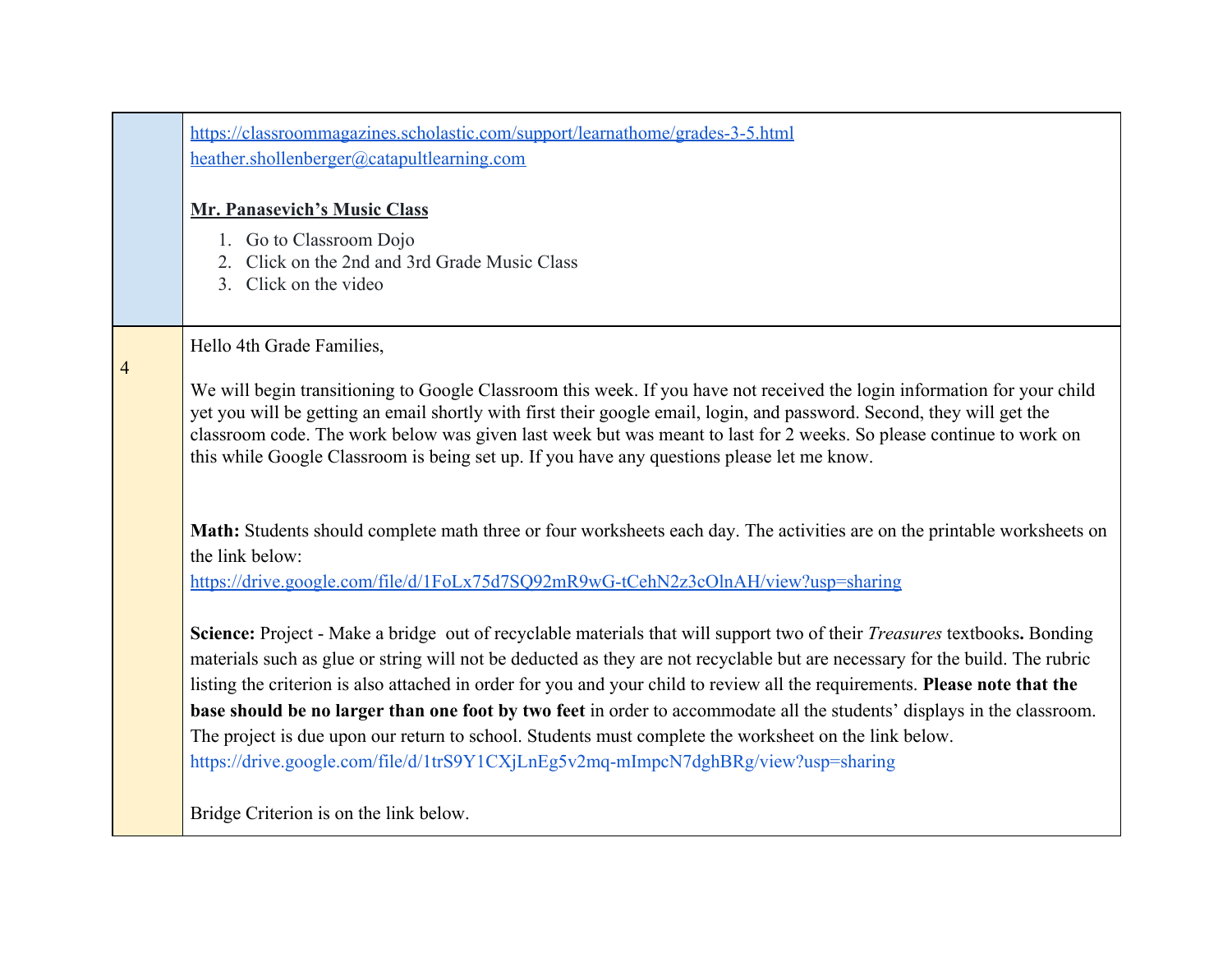| | |
|---|---|
| | https://classroommagazines.scholastic.com/support/learnathome/grades-3-5.html <br> heather.shollenberger@catapultlearning.com <br><br> **Mr. Panasevich's Music Class** <br> 1. Go to Classroom Dojo <br> 2. Click on the 2nd and 3rd Grade Music Class <br> 3. Click on the video |
| 4 | Hello 4th Grade Families, <br><br> We will begin transitioning to Google Classroom this week. If you have not received the login information for your child yet you will be getting an email shortly with first their google email, login, and password. Second, they will get the classroom code. The work below was given last week but was meant to last for 2 weeks. So please continue to work on this while Google Classroom is being set up. If you have any questions please let me know. <br><br> **Math:** Students should complete math three or four worksheets each day. The activities are on the printable worksheets on the link below: <br> https://drive.google.com/file/d/1FoLx75d7SQ92mR9wG-tCehN2z3cOlnAH/view?usp=sharing <br><br> **Science:** Project - Make a bridge out of recyclable materials that will support two of their *Treasures* textbooks**.** Bonding materials such as glue or string will not be deducted as they are not recyclable but are necessary for the build. The rubric listing the criterion is also attached in order for you and your child to review all the requirements. **Please note that the base should be no larger than one foot by two feet** in order to accommodate all the students' displays in the classroom. The project is due upon our return to school. Students must complete the worksheet on the link below. <br> https://drive.google.com/file/d/1trS9Y1CXjLnEg5v2mq-mImpcN7dghBRg/view?usp=sharing <br><br> Bridge Criterion is on the link below. |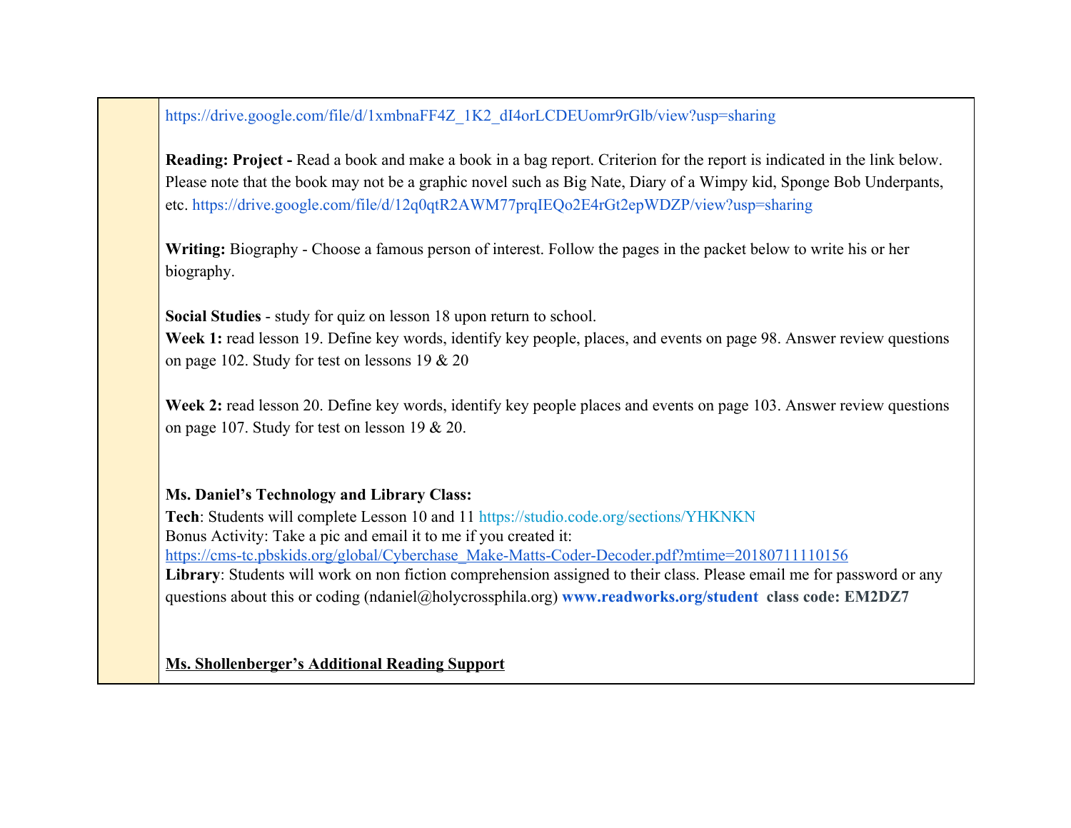https://drive.google.com/file/d/1xmbnaFF4Z_1K2_dI4orLCDEUomr9rGlb/view?usp=sharing

**Reading: Project -** Read a book and make a book in a bag report. Criterion for the report is indicated in the link below. Please note that the book may not be a graphic novel such as Big Nate, Diary of a Wimpy kid, Sponge Bob Underpants, etc. https://drive.google.com/file/d/12q0qtR2AWM77prqIEQo2E4rGt2epWDZP/view?usp=sharing

**Writing:** Biography - Choose a famous person of interest. Follow the pages in the packet below to write his or her biography.

**Social Studies** - study for quiz on lesson 18 upon return to school.
**Week 1:** read lesson 19. Define key words, identify key people, places, and events on page 98. Answer review questions on page 102. Study for test on lessons 19 & 20

**Week 2:** read lesson 20. Define key words, identify key people places and events on page 103. Answer review questions on page 107. Study for test on lesson 19 & 20.

**Ms. Daniel's Technology and Library Class:**
**Tech**: Students will complete Lesson 10 and 11 https://studio.code.org/sections/YHKNKN
Bonus Activity: Take a pic and email it to me if you created it:
https://cms-tc.pbskids.org/global/Cyberchase_Make-Matts-Coder-Decoder.pdf?mtime=20180711110156
**Library**: Students will work on non fiction comprehension assigned to their class. Please email me for password or any questions about this or coding (ndaniel@holycrossphila.org) **www.readworks.org/student class code: EM2DZ7**

**Ms. Shollenberger's Additional Reading Support**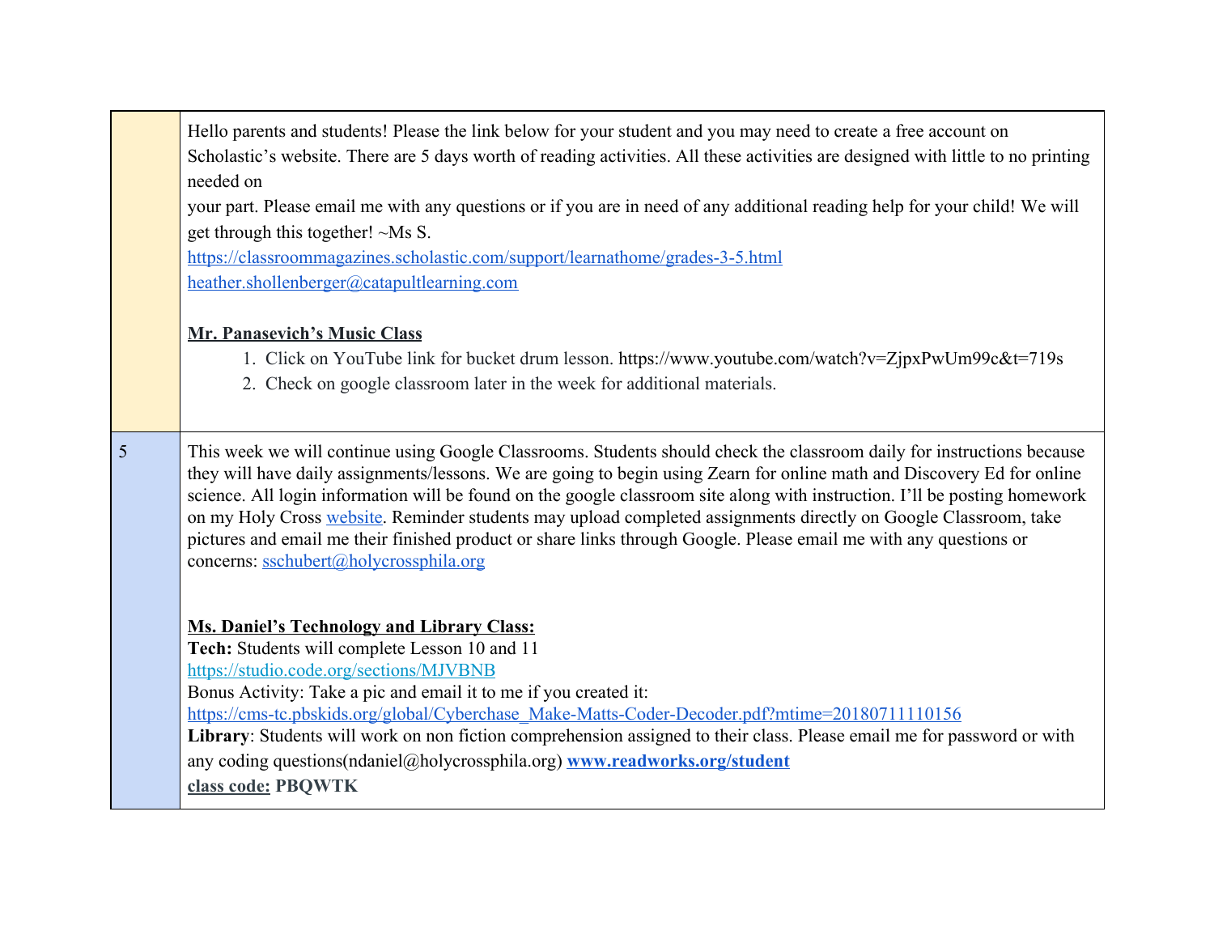| | |
|---|---|
| | Hello parents and students! Please the link below for your student and you may need to create a free account on Scholastic's website. There are 5 days worth of reading activities. All these activities are designed with little to no printing needed on your part. Please email me with any questions or if you are in need of any additional reading help for your child! We will get through this together! ~Ms S. <br> https://classroommagazines.scholastic.com/support/learnathome/grades-3-5.html <br> heather.shollenberger@catapultlearning.com <br><br> **Mr. Panasevich's Music Class** <br> 1. Click on YouTube link for bucket drum lesson. https://www.youtube.com/watch?v=ZjpxPwUm99c&t=719s <br> 2. Check on google classroom later in the week for additional materials. |
| 5 | This week we will continue using Google Classrooms. Students should check the classroom daily for instructions because they will have daily assignments/lessons. We are going to begin using Zearn for online math and Discovery Ed for online science. All login information will be found on the google classroom site along with instruction. I'll be posting homework on my Holy Cross website. Reminder students may upload completed assignments directly on Google Classroom, take pictures and email me their finished product or share links through Google. Please email me with any questions or concerns: sschubert@holycrossphila.org <br><br> **Ms. Daniel's Technology and Library Class:** <br> **Tech:** Students will complete Lesson 10 and 11 <br> https://studio.code.org/sections/MJVBNB <br> Bonus Activity: Take a pic and email it to me if you created it: <br> https://cms-tc.pbskids.org/global/Cyberchase_Make-Matts-Coder-Decoder.pdf?mtime=20180711110156 <br> **Library**: Students will work on non fiction comprehension assigned to their class. Please email me for password or with any coding questions(ndaniel@holycrossphila.org) **www.readworks.org/student** <br> class code: **PBQWTK** |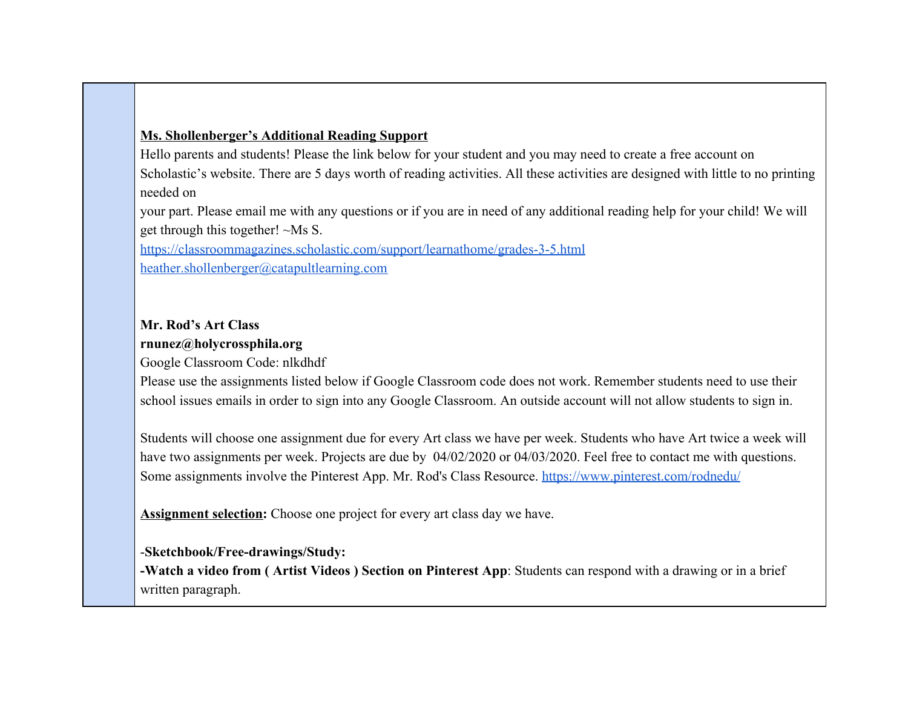**Ms. Shollenberger's Additional Reading Support**

Hello parents and students! Please the link below for your student and you may need to create a free account on Scholastic's website. There are 5 days worth of reading activities. All these activities are designed with little to no printing needed on your part. Please email me with any questions or if you are in need of any additional reading help for your child! We will get through this together! ~Ms S.

https://classroommagazines.scholastic.com/support/learnathome/grades-3-5.html

heather.shollenberger@catapultlearning.com

**Mr. Rod's Art Class**

**rnunez@holycrossphila.org**

Google Classroom Code: nlkdhdf

Please use the assignments listed below if Google Classroom code does not work. Remember students need to use their school issues emails in order to sign into any Google Classroom. An outside account will not allow students to sign in.

Students will choose one assignment due for every Art class we have per week. Students who have Art twice a week will have two assignments per week. Projects are due by 04/02/2020 or 04/03/2020. Feel free to contact me with questions. Some assignments involve the Pinterest App. Mr. Rod's Class Resource. https://www.pinterest.com/rodnedu/

**Assignment selection:** Choose one project for every art class day we have.

-**Sketchbook/Free-drawings/Study:**

**-Watch a video from ( Artist Videos ) Section on Pinterest App**: Students can respond with a drawing or in a brief written paragraph.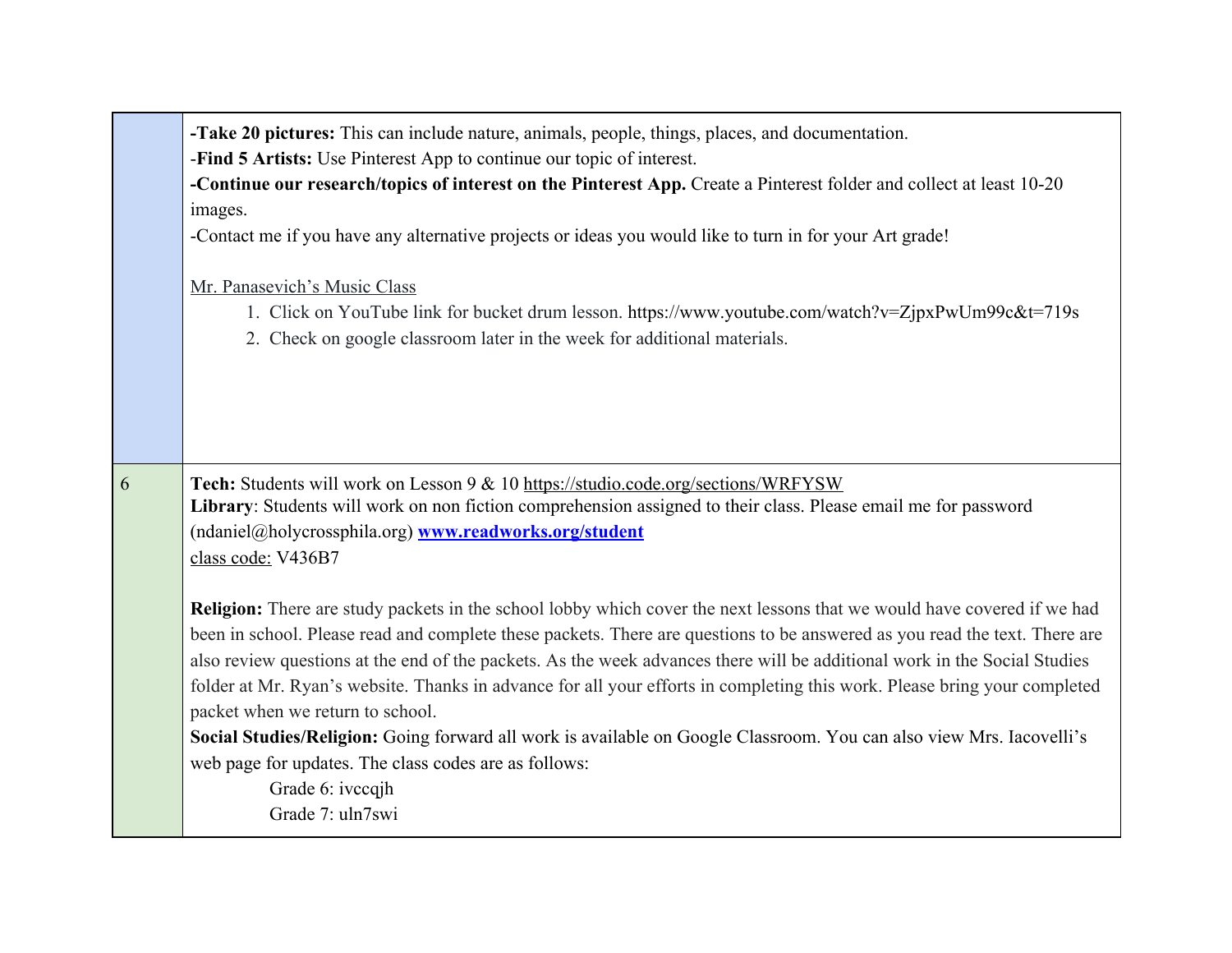| | |
|---|---|
| | **-Take 20 pictures:** This can include nature, animals, people, things, places, and documentation.<br>-**Find 5 Artists:** Use Pinterest App to continue our topic of interest.<br>**-Continue our research/topics of interest on the Pinterest App.** Create a Pinterest folder and collect at least 10-20 images.<br>-Contact me if you have any alternative projects or ideas you would like to turn in for your Art grade!<br><br>Mr. Panasevich's Music Class<br>1. Click on YouTube link for bucket drum lesson. https://www.youtube.com/watch?v=ZjpxPwUm99c&t=719s<br>2. Check on google classroom later in the week for additional materials. |
| 6 | **Tech:** Students will work on Lesson 9 & 10 https://studio.code.org/sections/WRFYSW<br>**Library**: Students will work on non fiction comprehension assigned to their class. Please email me for password (ndaniel@holycrossphila.org) **www.readworks.org/student**<br>class code: V436B7<br><br>**Religion:** There are study packets in the school lobby which cover the next lessons that we would have covered if we had been in school. Please read and complete these packets. There are questions to be answered as you read the text. There are also review questions at the end of the packets. As the week advances there will be additional work in the Social Studies folder at Mr. Ryan's website. Thanks in advance for all your efforts in completing this work. Please bring your completed packet when we return to school.<br>**Social Studies/Religion:** Going forward all work is available on Google Classroom. You can also view Mrs. Iacovelli's web page for updates. The class codes are as follows:<br>Grade 6: ivccqjh<br>Grade 7: uln7swi |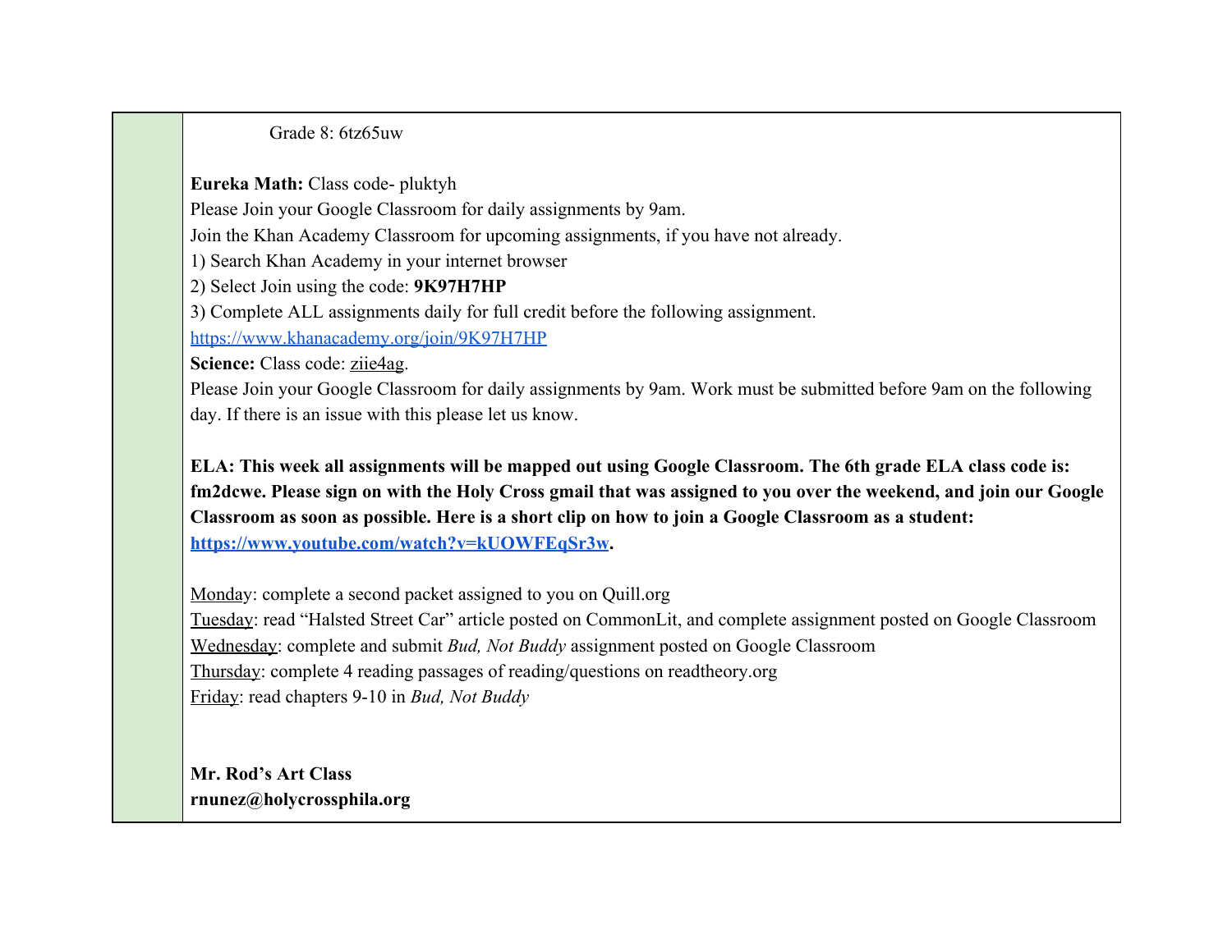Grade 8: 6tz65uw

**Eureka Math:** Class code- pluktyh
Please Join your Google Classroom for daily assignments by 9am.
Join the Khan Academy Classroom for upcoming assignments, if you have not already.
1) Search Khan Academy in your internet browser
2) Select Join using the code: **9K97H7HP**
3) Complete ALL assignments daily for full credit before the following assignment.
https://www.khanacademy.org/join/9K97H7HP

**Science:** Class code: ziie4ag.
Please Join your Google Classroom for daily assignments by 9am. Work must be submitted before 9am on the following day. If there is an issue with this please let us know.

**ELA: This week all assignments will be mapped out using Google Classroom. The 6th grade ELA class code is: fm2dcwe. Please sign on with the Holy Cross gmail that was assigned to you over the weekend, and join our Google Classroom as soon as possible. Here is a short clip on how to join a Google Classroom as a student: https://www.youtube.com/watch?v=kUOWFEqSr3w.**

Monday: complete a second packet assigned to you on Quill.org
Tuesday: read "Halsted Street Car" article posted on CommonLit, and complete assignment posted on Google Classroom
Wednesday: complete and submit *Bud, Not Buddy* assignment posted on Google Classroom
Thursday: complete 4 reading passages of reading/questions on readtheory.org
Friday: read chapters 9-10 in *Bud, Not Buddy*

**Mr. Rod's Art Class**
**rnunez@holycrossphila.org**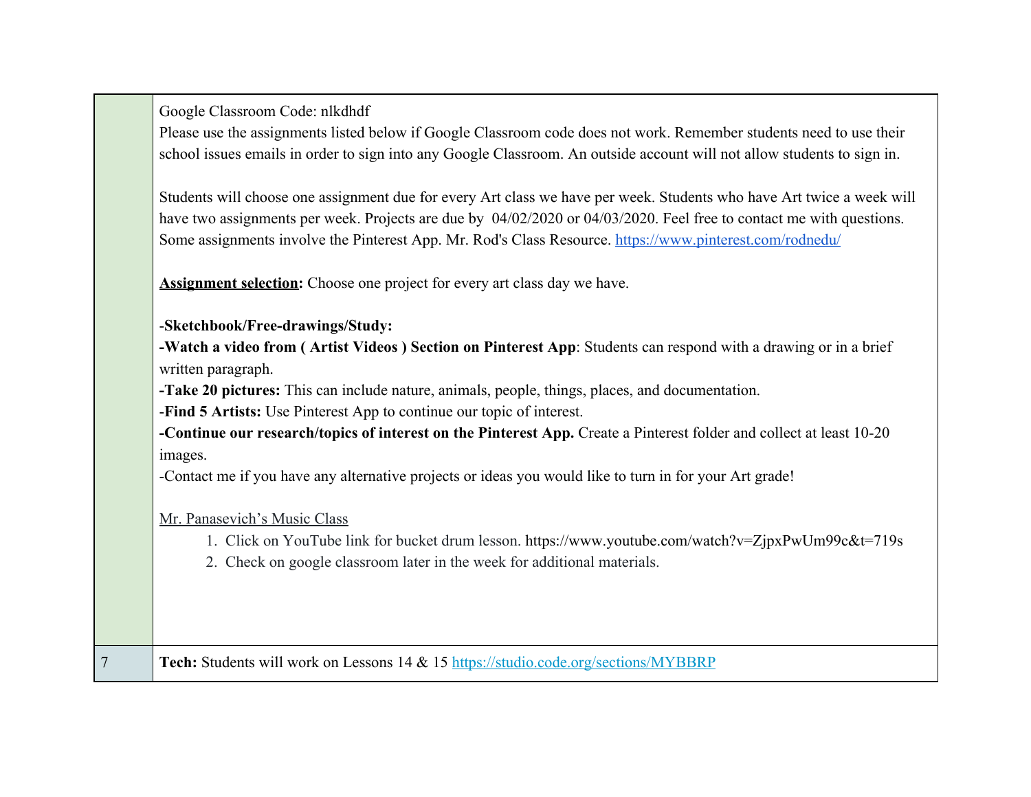| | |
|---|---|
| | Google Classroom Code: nlkdhdf<br>Please use the assignments listed below if Google Classroom code does not work. Remember students need to use their school issues emails in order to sign into any Google Classroom. An outside account will not allow students to sign in.<br><br>Students will choose one assignment due for every Art class we have per week. Students who have Art twice a week will have two assignments per week. Projects are due by 04/02/2020 or 04/03/2020. Feel free to contact me with questions. Some assignments involve the Pinterest App. Mr. Rod's Class Resource. https://www.pinterest.com/rodnedu/<br><br>**Assignment selection:** Choose one project for every art class day we have.<br><br>-**Sketchbook/Free-drawings/Study:**<br>**-Watch a video from ( Artist Videos ) Section on Pinterest App**: Students can respond with a drawing or in a brief written paragraph.<br>**-Take 20 pictures:** This can include nature, animals, people, things, places, and documentation.<br>-**Find 5 Artists:** Use Pinterest App to continue our topic of interest.<br>**-Continue our research/topics of interest on the Pinterest App.** Create a Pinterest folder and collect at least 10-20 images.<br>-Contact me if you have any alternative projects or ideas you would like to turn in for your Art grade!<br><br>Mr. Panasevich's Music Class<br>1. Click on YouTube link for bucket drum lesson. https://www.youtube.com/watch?v=ZjpxPwUm99c&t=719s<br>2. Check on google classroom later in the week for additional materials. |
| 7 | **Tech:** Students will work on Lessons 14 & 15 https://studio.code.org/sections/MYBBRP |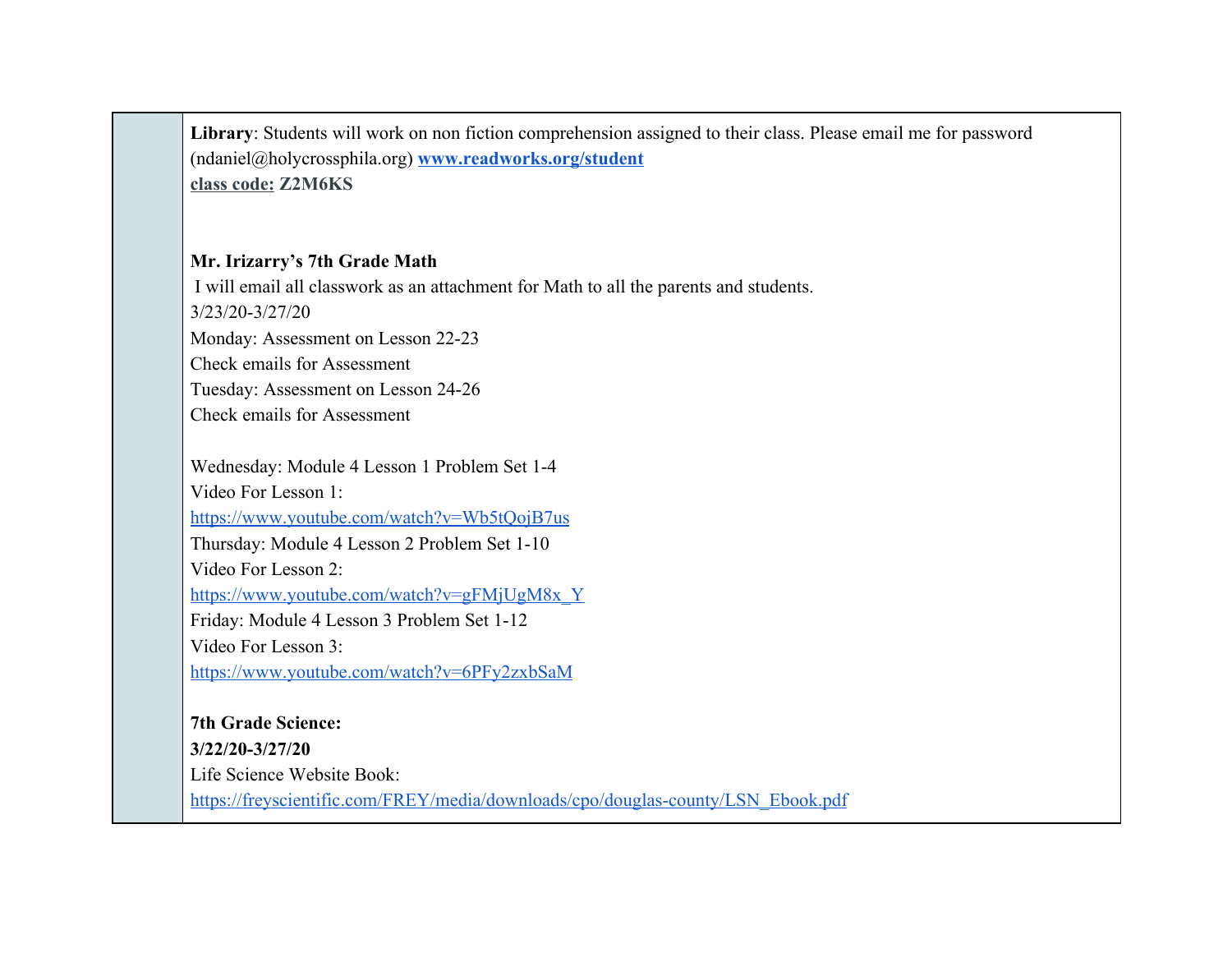| | |
|---|---|
| | **Library**: Students will work on non fiction comprehension assigned to their class. Please email me for password (ndaniel@holycrossphila.org) **www.readworks.org/student**<br>**class code:** **Z2M6KS**<br><br><br>**Mr. Irizarry's 7th Grade Math**<br>I will email all classwork as an attachment for Math to all the parents and students.<br>3/23/20-3/27/20<br>Monday: Assessment on Lesson 22-23<br>Check emails for Assessment<br>Tuesday: Assessment on Lesson 24-26<br>Check emails for Assessment<br><br>Wednesday: Module 4 Lesson 1 Problem Set 1-4<br>Video For Lesson 1:<br>https://www.youtube.com/watch?v=Wb5tQojB7us<br>Thursday: Module 4 Lesson 2 Problem Set 1-10<br>Video For Lesson 2:<br>https://www.youtube.com/watch?v=gFMjUgM8x_Y<br>Friday: Module 4 Lesson 3 Problem Set 1-12<br>Video For Lesson 3:<br>https://www.youtube.com/watch?v=6PFy2zxbSaM<br><br>**7th Grade Science:**<br>**3/22/20-3/27/20**<br>Life Science Website Book:<br>https://freyscientific.com/FREY/media/downloads/cpo/douglas-county/LSN_Ebook.pdf |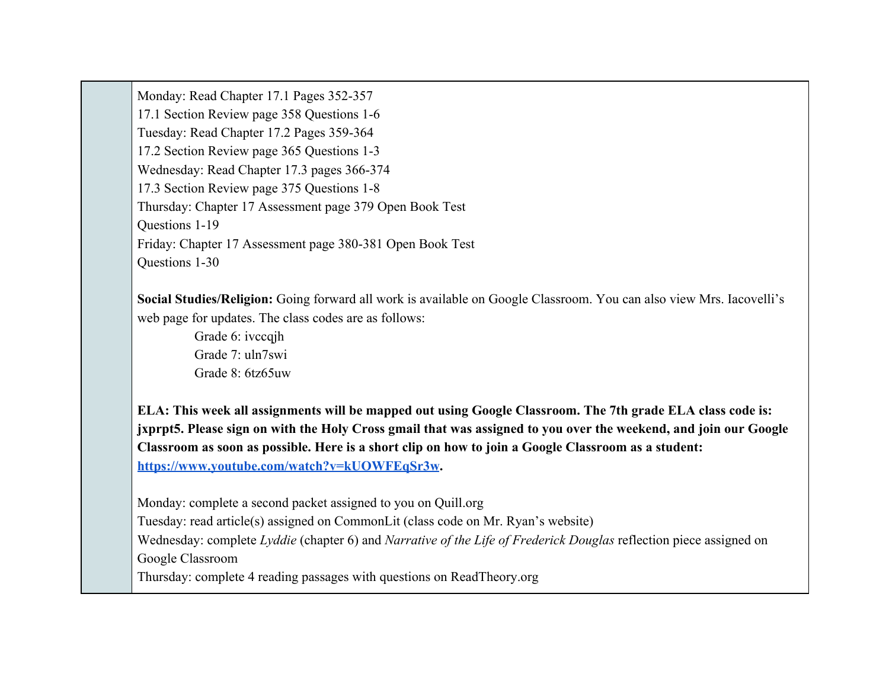Monday: Read Chapter 17.1 Pages 352-357
17.1 Section Review page 358 Questions 1-6
Tuesday: Read Chapter 17.2 Pages 359-364
17.2 Section Review page 365 Questions 1-3
Wednesday: Read Chapter 17.3 pages 366-374
17.3 Section Review page 375 Questions 1-8
Thursday: Chapter 17 Assessment page 379 Open Book Test
Questions 1-19
Friday: Chapter 17 Assessment page 380-381 Open Book Test
Questions 1-30

**Social Studies/Religion:** Going forward all work is available on Google Classroom. You can also view Mrs. Iacovelli's web page for updates. The class codes are as follows:

Grade 6: ivccqjh
Grade 7: uln7swi
Grade 8: 6tz65uw

**ELA: This week all assignments will be mapped out using Google Classroom. The 7th grade ELA class code is: jxprpt5. Please sign on with the Holy Cross gmail that was assigned to you over the weekend, and join our Google Classroom as soon as possible. Here is a short clip on how to join a Google Classroom as a student: [https://www.youtube.com/watch?v=kUOWFEqSr3w](https://www.youtube.com/watch?v=kUOWFEqSr3w).**

Monday: complete a second packet assigned to you on Quill.org
Tuesday: read article(s) assigned on CommonLit (class code on Mr. Ryan's website)
Wednesday: complete *Lyddie* (chapter 6) and *Narrative of the Life of Frederick Douglas* reflection piece assigned on Google Classroom
Thursday: complete 4 reading passages with questions on ReadTheory.org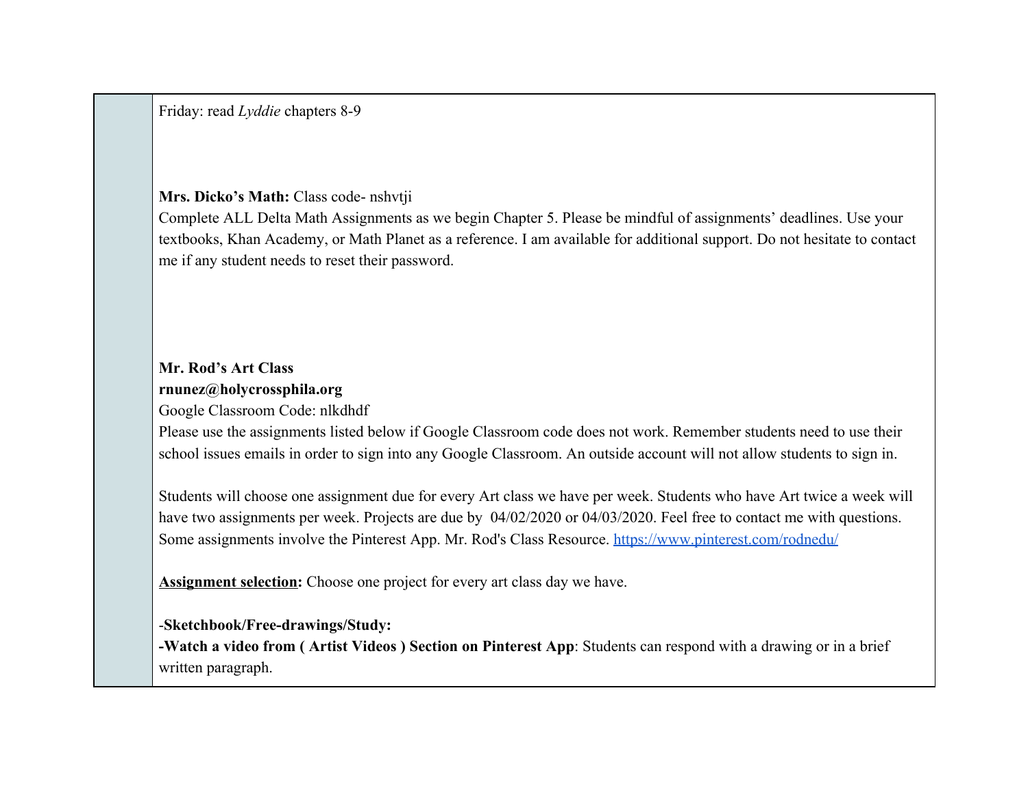Friday: read *Lyddie* chapters 8-9

**Mrs. Dicko's Math:** Class code- nshvtji

Complete ALL Delta Math Assignments as we begin Chapter 5. Please be mindful of assignments' deadlines. Use your textbooks, Khan Academy, or Math Planet as a reference. I am available for additional support. Do not hesitate to contact me if any student needs to reset their password.

**Mr. Rod's Art Class**

**rnunez@holycrossphila.org**

Google Classroom Code: nlkdhdf

Please use the assignments listed below if Google Classroom code does not work. Remember students need to use their school issues emails in order to sign into any Google Classroom. An outside account will not allow students to sign in.

Students will choose one assignment due for every Art class we have per week. Students who have Art twice a week will have two assignments per week. Projects are due by 04/02/2020 or 04/03/2020. Feel free to contact me with questions. Some assignments involve the Pinterest App. Mr. Rod's Class Resource. [https://www.pinterest.com/rodnedu/](https://www.pinterest.com/rodnedu/)

**Assignment selection:** Choose one project for every art class day we have.

-**Sketchbook/Free-drawings/Study:**

**-Watch a video from ( Artist Videos ) Section on Pinterest App**: Students can respond with a drawing or in a brief written paragraph.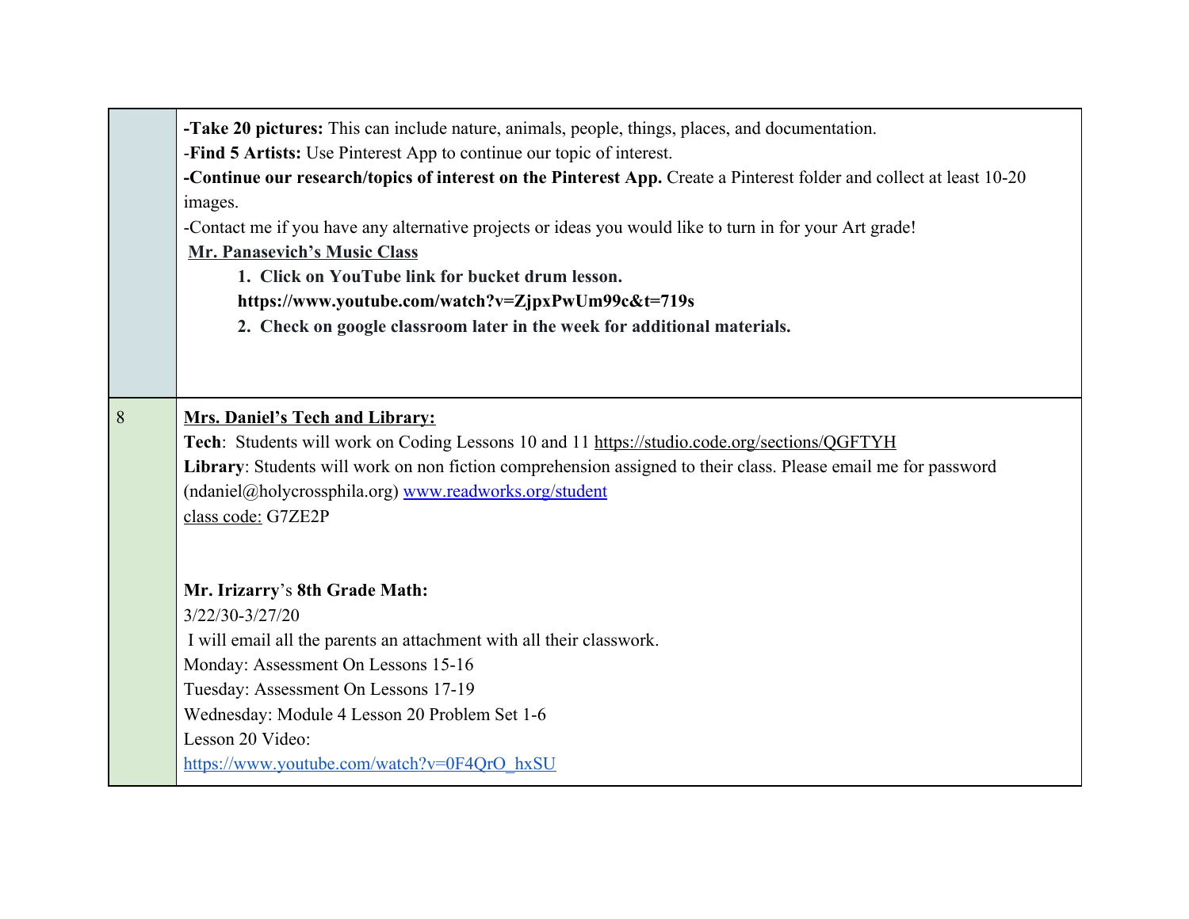| | |
|---|---|
| | **-Take 20 pictures:** This can include nature, animals, people, things, places, and documentation.<br>-**Find 5 Artists:** Use Pinterest App to continue our topic of interest.<br>**-Continue our research/topics of interest on the Pinterest App.** Create a Pinterest folder and collect at least 10-20 images.<br>-Contact me if you have any alternative projects or ideas you would like to turn in for your Art grade!<br>**Mr. Panasevich's Music Class**<br>**1. Click on YouTube link for bucket drum lesson.**<br>**https://www.youtube.com/watch?v=ZjpxPwUm99c&t=719s**<br>**2. Check on google classroom later in the week for additional materials.** |
| 8 | **Mrs. Daniel's Tech and Library:**<br>**Tech**: Students will work on Coding Lessons 10 and 11 https://studio.code.org/sections/QGFTYH<br>**Library**: Students will work on non fiction comprehension assigned to their class. Please email me for password (ndaniel@holycrossphila.org) www.readworks.org/student<br>class code: G7ZE2P<br><br>**Mr. Irizarry**'s **8th Grade Math:**<br>3/22/30-3/27/20<br>I will email all the parents an attachment with all their classwork.<br>Monday: Assessment On Lessons 15-16<br>Tuesday: Assessment On Lessons 17-19<br>Wednesday: Module 4 Lesson 20 Problem Set 1-6<br>Lesson 20 Video:<br>https://www.youtube.com/watch?v=0F4QrO_hxSU |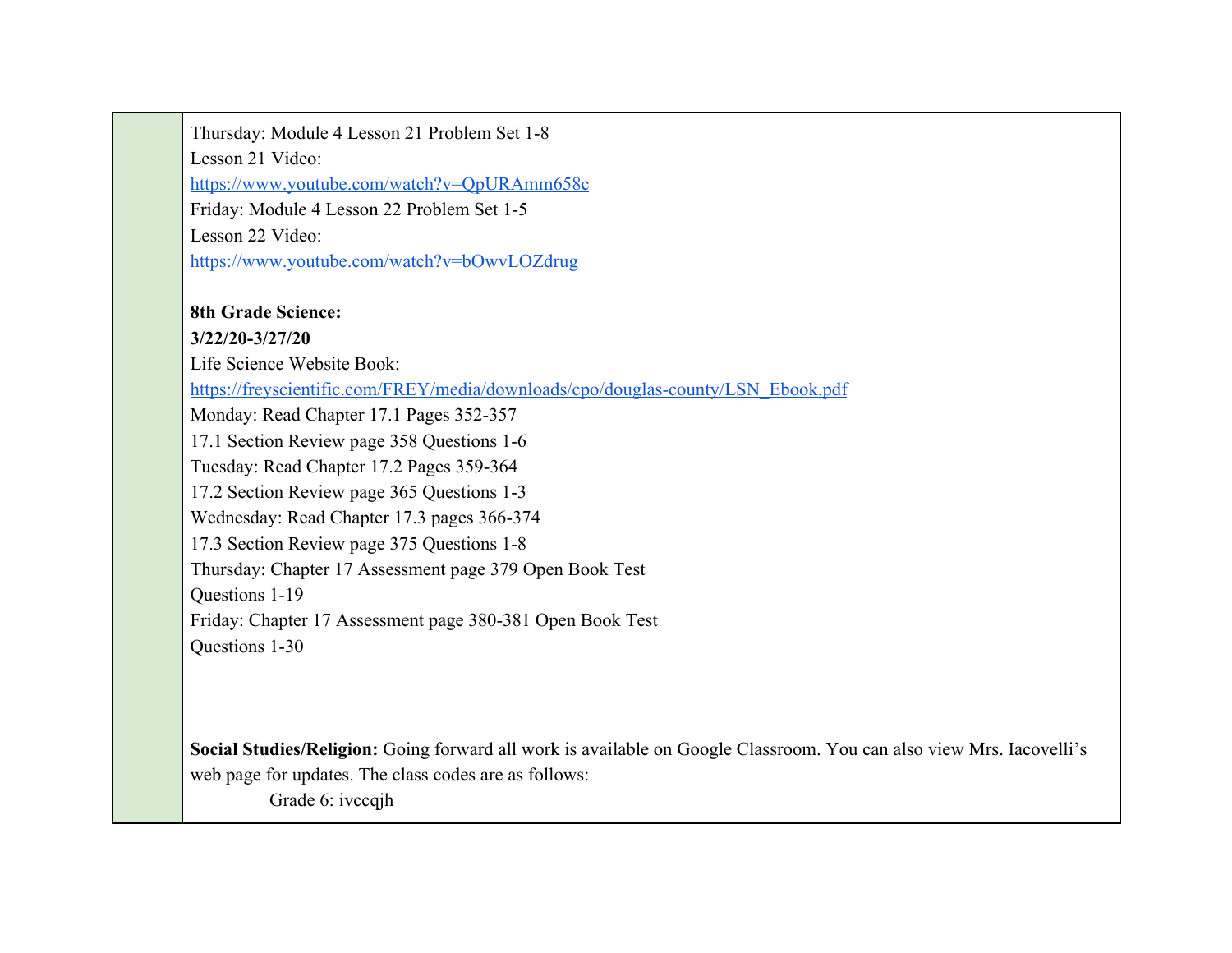| | |
|---|---|
| | Thursday: Module 4 Lesson 21 Problem Set 1-8<br>Lesson 21 Video:<br>https://www.youtube.com/watch?v=QpURAmm658c<br>Friday: Module 4 Lesson 22 Problem Set 1-5<br>Lesson 22 Video:<br>https://www.youtube.com/watch?v=bOwvLOZdrug<br><br>**8th Grade Science:**<br>**3/22/20-3/27/20**<br>Life Science Website Book:<br>https://freyscientific.com/FREY/media/downloads/cpo/douglas-county/LSN_Ebook.pdf<br>Monday: Read Chapter 17.1 Pages 352-357<br>17.1 Section Review page 358 Questions 1-6<br>Tuesday: Read Chapter 17.2 Pages 359-364<br>17.2 Section Review page 365 Questions 1-3<br>Wednesday: Read Chapter 17.3 pages 366-374<br>17.3 Section Review page 375 Questions 1-8<br>Thursday: Chapter 17 Assessment page 379 Open Book Test<br>Questions 1-19<br>Friday: Chapter 17 Assessment page 380-381 Open Book Test<br>Questions 1-30<br><br>**Social Studies/Religion:** Going forward all work is available on Google Classroom. You can also view Mrs. Iacovelli's web page for updates. The class codes are as follows:<br>Grade 6: ivccqjh |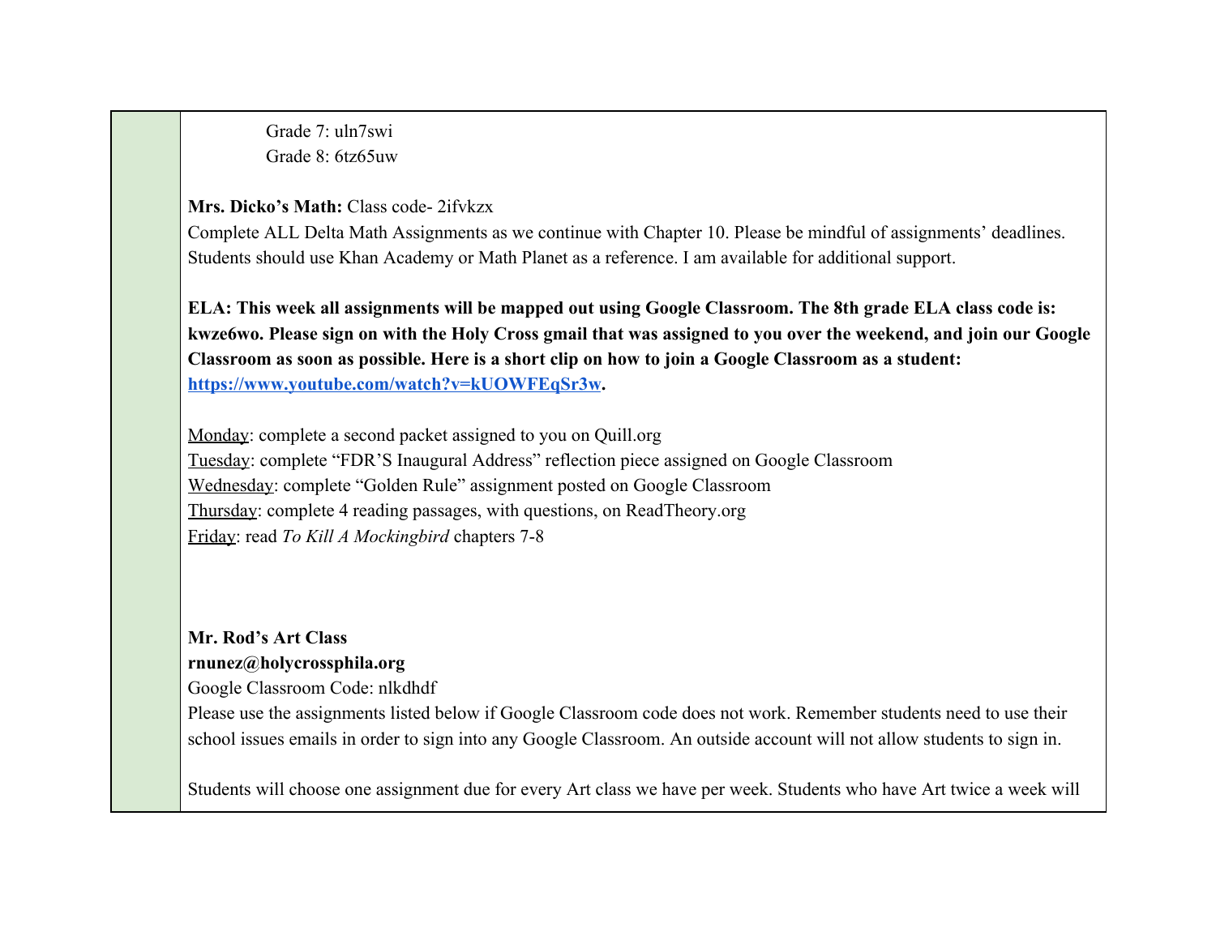Grade 7: uln7swi
Grade 8: 6tz65uw

**Mrs. Dicko's Math:** Class code- 2ifvkzx
Complete ALL Delta Math Assignments as we continue with Chapter 10. Please be mindful of assignments' deadlines. Students should use Khan Academy or Math Planet as a reference. I am available for additional support.

**ELA: This week all assignments will be mapped out using Google Classroom. The 8th grade ELA class code is: kwze6wo. Please sign on with the Holy Cross gmail that was assigned to you over the weekend, and join our Google Classroom as soon as possible. Here is a short clip on how to join a Google Classroom as a student: [https://www.youtube.com/watch?v=kUOWFEqSr3w](https://www.youtube.com/watch?v=kUOWFEqSr3w).**

Monday: complete a second packet assigned to you on Quill.org
Tuesday: complete "FDR'S Inaugural Address" reflection piece assigned on Google Classroom
Wednesday: complete "Golden Rule" assignment posted on Google Classroom
Thursday: complete 4 reading passages, with questions, on ReadTheory.org
Friday: read *To Kill A Mockingbird* chapters 7-8

**Mr. Rod's Art Class**
**rnunez@holycrossphila.org**
Google Classroom Code: nlkdhdf
Please use the assignments listed below if Google Classroom code does not work. Remember students need to use their school issues emails in order to sign into any Google Classroom. An outside account will not allow students to sign in.

Students will choose one assignment due for every Art class we have per week. Students who have Art twice a week will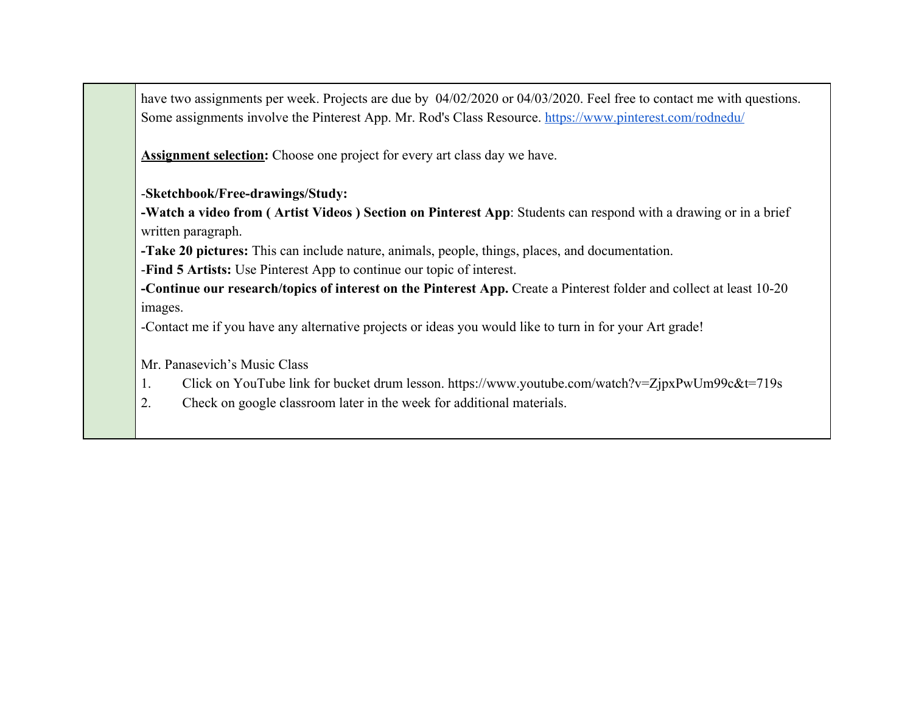| | |
|---|---|
| | have two assignments per week. Projects are due by 04/02/2020 or 04/03/2020. Feel free to contact me with questions. Some assignments involve the Pinterest App. Mr. Rod's Class Resource. https://www.pinterest.com/rodnedu/<br><br>**Assignment selection:** Choose one project for every art class day we have.<br><br>-**Sketchbook/Free-drawings/Study:**<br>**-Watch a video from ( Artist Videos ) Section on Pinterest App**: Students can respond with a drawing or in a brief written paragraph.<br>**-Take 20 pictures:** This can include nature, animals, people, things, places, and documentation.<br>-**Find 5 Artists:** Use Pinterest App to continue our topic of interest.<br>**-Continue our research/topics of interest on the Pinterest App.** Create a Pinterest folder and collect at least 10-20 images.<br>-Contact me if you have any alternative projects or ideas you would like to turn in for your Art grade!<br><br>Mr. Panasevich's Music Class<br>1. Click on YouTube link for bucket drum lesson. https://www.youtube.com/watch?v=ZjpxPwUm99c&t=719s<br>2. Check on google classroom later in the week for additional materials. |